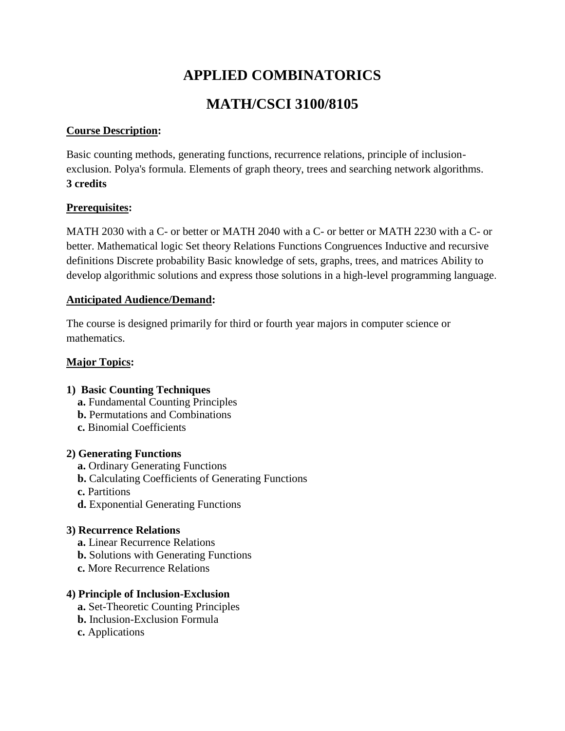# APPLIED COMBINATORICS

# MATH/CSCI 3100/8105

**Course Description:**

Basic counting methods, generating functions, recurrence relations, principle of inclusion-exclusion. Polya's formula. Elements of graph theory, trees and searching network algorithms.
**3 credits**

**Prerequisites:**

MATH 2030 with a C- or better or MATH 2040 with a C- or better or MATH 2230 with a C- or better. Mathematical logic Set theory Relations Functions Congruences Inductive and recursive definitions Discrete probability Basic knowledge of sets, graphs, trees, and matrices Ability to develop algorithmic solutions and express those solutions in a high-level programming language.

**Anticipated Audience/Demand:**

The course is designed primarily for third or fourth year majors in computer science or mathematics.

**Major Topics:**

**1) Basic Counting Techniques**
- **a.** Fundamental Counting Principles
- **b.** Permutations and Combinations
- **c.** Binomial Coefficients

**2) Generating Functions**
- **a.** Ordinary Generating Functions
- **b.** Calculating Coefficients of Generating Functions
- **c.** Partitions
- **d.** Exponential Generating Functions

**3) Recurrence Relations**
- **a.** Linear Recurrence Relations
- **b.** Solutions with Generating Functions
- **c.** More Recurrence Relations

**4) Principle of Inclusion-Exclusion**
- **a.** Set-Theoretic Counting Principles
- **b.** Inclusion-Exclusion Formula
- **c.** Applications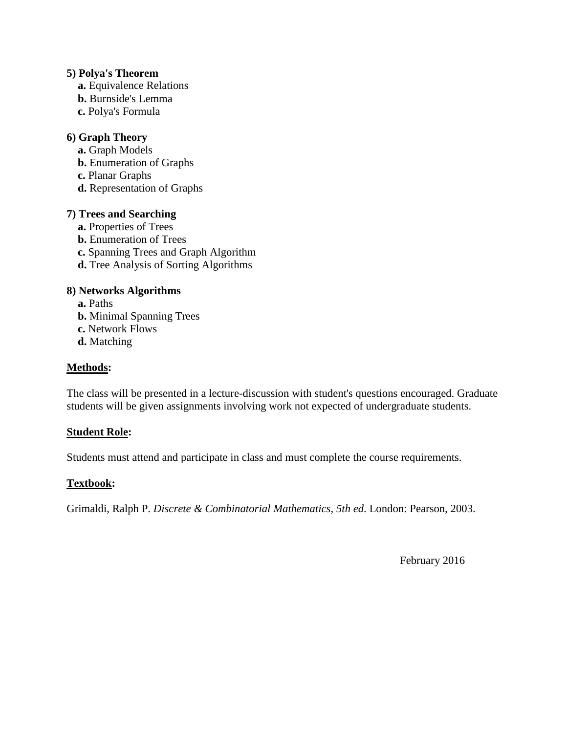**5) Polya's Theorem**

- **a.** Equivalence Relations
- **b.** Burnside's Lemma
- **c.** Polya's Formula

**6) Graph Theory**

- **a.** Graph Models
- **b.** Enumeration of Graphs
- **c.** Planar Graphs
- **d.** Representation of Graphs

**7) Trees and Searching**

- **a.** Properties of Trees
- **b.** Enumeration of Trees
- **c.** Spanning Trees and Graph Algorithm
- **d.** Tree Analysis of Sorting Algorithms

**8) Networks Algorithms**

- **a.** Paths
- **b.** Minimal Spanning Trees
- **c.** Network Flows
- **d.** Matching

**Methods:**

The class will be presented in a lecture-discussion with student's questions encouraged. Graduate students will be given assignments involving work not expected of undergraduate students.

**Student Role:**

Students must attend and participate in class and must complete the course requirements.

**Textbook:**

Grimaldi, Ralph P. *Discrete & Combinatorial Mathematics, 5th ed.* London: Pearson, 2003.

February 2016